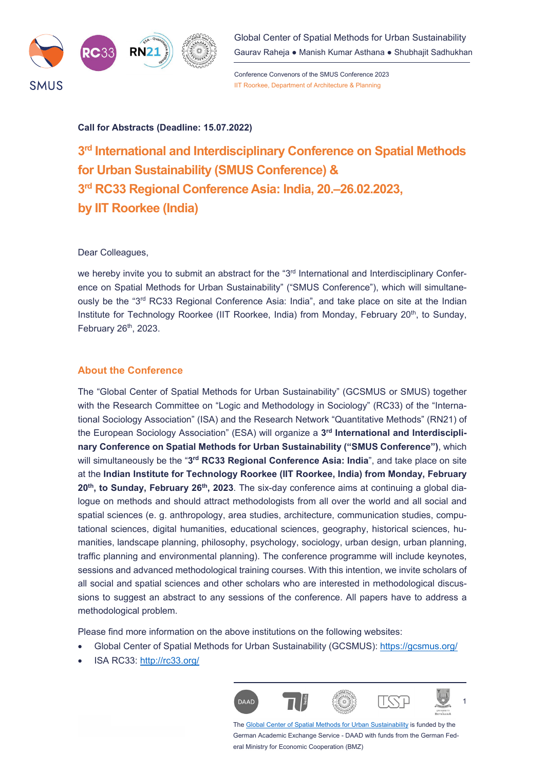Global Center of Spatial Methods for Urban Sustainability
Gaurav Raheja ● Manish Kumar Asthana ● Shubhajit Sadhukhan

Conference Convenors of the SMUS Conference 2023
IIT Roorkee, Department of Architecture & Planning

**Call for Abstracts (Deadline: 15.07.2022)**

# 3rd International and Interdisciplinary Conference on Spatial Methods for Urban Sustainability (SMUS Conference) & 3rd RC33 Regional Conference Asia: India, 20.–26.02.2023, by IIT Roorkee (India)

Dear Colleagues,

we hereby invite you to submit an abstract for the "3rd International and Interdisciplinary Conference on Spatial Methods for Urban Sustainability" ("SMUS Conference"), which will simultaneously be the "3rd RC33 Regional Conference Asia: India", and take place on site at the Indian Institute for Technology Roorkee (IIT Roorkee, India) from Monday, February 20th, to Sunday, February 26th, 2023.

## About the Conference

The "Global Center of Spatial Methods for Urban Sustainability" (GCSMUS or SMUS) together with the Research Committee on "Logic and Methodology in Sociology" (RC33) of the "International Sociology Association" (ISA) and the Research Network "Quantitative Methods" (RN21) of the European Sociology Association" (ESA) will organize a **3rd International and Interdisciplinary Conference on Spatial Methods for Urban Sustainability ("SMUS Conference")**, which will simultaneously be the "**3rd RC33 Regional Conference Asia: India**", and take place on site at the **Indian Institute for Technology Roorkee (IIT Roorkee, India) from Monday, February 20th, to Sunday, February 26th, 2023**. The six-day conference aims at continuing a global dialogue on methods and should attract methodologists from all over the world and all social and spatial sciences (e. g. anthropology, area studies, architecture, communication studies, computational sciences, digital humanities, educational sciences, geography, historical sciences, humanities, landscape planning, philosophy, psychology, sociology, urban design, urban planning, traffic planning and environmental planning). The conference programme will include keynotes, sessions and advanced methodological training courses. With this intention, we invite scholars of all social and spatial sciences and other scholars who are interested in methodological discussions to suggest an abstract to any sessions of the conference. All papers have to address a methodological problem.

Please find more information on the above institutions on the following websites:

- Global Center of Spatial Methods for Urban Sustainability (GCSMUS): https://gcsmus.org/
- ISA RC33: http://rc33.org/

The Global Center of Spatial Methods for Urban Sustainability is funded by the German Academic Exchange Service - DAAD with funds from the German Federal Ministry for Economic Cooperation (BMZ)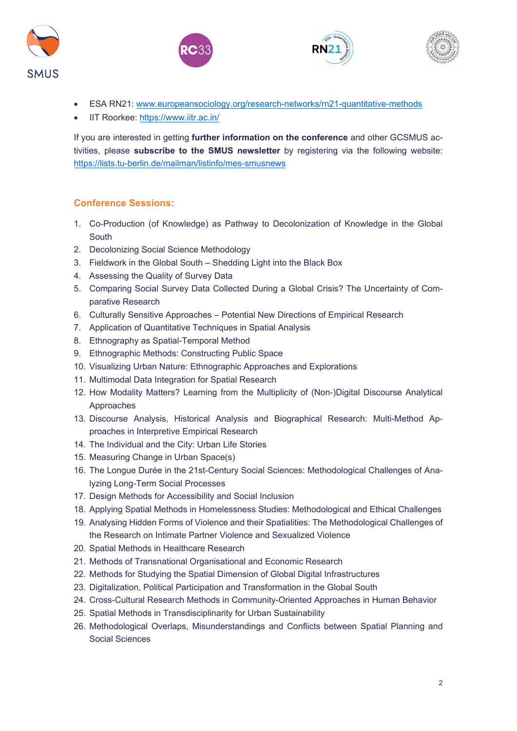- ESA RN21: [www.europeansociology.org/research-networks/rn21-quantitative-methods](www.europeansociology.org/research-networks/rn21-quantitative-methods)
- IIT Roorkee: [https://www.iitr.ac.in/](https://www.iitr.ac.in/)

If you are interested in getting **further information on the conference** and other GCSMUS activities, please **subscribe to the SMUS newsletter** by registering via the following website: [https://lists.tu-berlin.de/mailman/listinfo/mes-smusnews](https://lists.tu-berlin.de/mailman/listinfo/mes-smusnews)

## Conference Sessions:

1. Co-Production (of Knowledge) as Pathway to Decolonization of Knowledge in the Global South
2. Decolonizing Social Science Methodology
3. Fieldwork in the Global South – Shedding Light into the Black Box
4. Assessing the Quality of Survey Data
5. Comparing Social Survey Data Collected During a Global Crisis? The Uncertainty of Comparative Research
6. Culturally Sensitive Approaches – Potential New Directions of Empirical Research
7. Application of Quantitative Techniques in Spatial Analysis
8. Ethnography as Spatial-Temporal Method
9. Ethnographic Methods: Constructing Public Space
10. Visualizing Urban Nature: Ethnographic Approaches and Explorations
11. Multimodal Data Integration for Spatial Research
12. How Modality Matters? Learning from the Multiplicity of (Non-)Digital Discourse Analytical Approaches
13. Discourse Analysis, Historical Analysis and Biographical Research: Multi-Method Approaches in Interpretive Empirical Research
14. The Individual and the City: Urban Life Stories
15. Measuring Change in Urban Space(s)
16. The Longue Durée in the 21st-Century Social Sciences: Methodological Challenges of Analyzing Long-Term Social Processes
17. Design Methods for Accessibility and Social Inclusion
18. Applying Spatial Methods in Homelessness Studies: Methodological and Ethical Challenges
19. Analysing Hidden Forms of Violence and their Spatialities: The Methodological Challenges of the Research on Intimate Partner Violence and Sexualized Violence
20. Spatial Methods in Healthcare Research
21. Methods of Transnational Organisational and Economic Research
22. Methods for Studying the Spatial Dimension of Global Digital Infrastructures
23. Digitalization, Political Participation and Transformation in the Global South
24. Cross-Cultural Research Methods in Community-Oriented Approaches in Human Behavior
25. Spatial Methods in Transdisciplinarity for Urban Sustainability
26. Methodological Overlaps, Misunderstandings and Conflicts between Spatial Planning and Social Sciences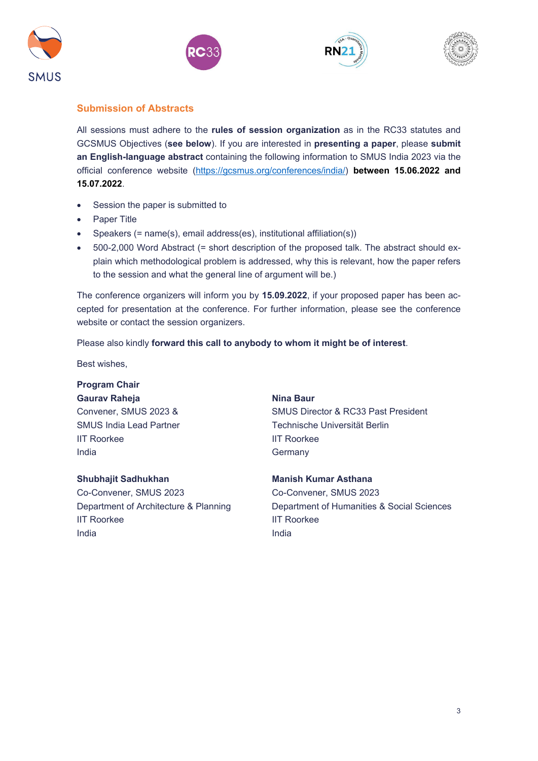## Submission of Abstracts

All sessions must adhere to the **rules of session organization** as in the RC33 statutes and GCSMUS Objectives (**see below**). If you are interested in **presenting a paper**, please **submit an English-language abstract** containing the following information to SMUS India 2023 via the official conference website (https://gcsmus.org/conferences/india/) **between 15.06.2022 and 15.07.2022**.

- Session the paper is submitted to
- Paper Title
- Speakers (= name(s), email address(es), institutional affiliation(s))
- 500-2,000 Word Abstract (= short description of the proposed talk. The abstract should explain which methodological problem is addressed, why this is relevant, how the paper refers to the session and what the general line of argument will be.)

The conference organizers will inform you by **15.09.2022**, if your proposed paper has been accepted for presentation at the conference. For further information, please see the conference website or contact the session organizers.

Please also kindly **forward this call to anybody to whom it might be of interest**.

Best wishes,

**Program Chair**

**Gaurav Raheja**
Convener, SMUS 2023 &
SMUS India Lead Partner
IIT Roorkee
India

**Nina Baur**
SMUS Director & RC33 Past President
Technische Universität Berlin
IIT Roorkee
Germany

**Shubhajit Sadhukhan**
Co-Convener, SMUS 2023
Department of Architecture & Planning
IIT Roorkee
India

**Manish Kumar Asthana**
Co-Convener, SMUS 2023
Department of Humanities & Social Sciences
IIT Roorkee
India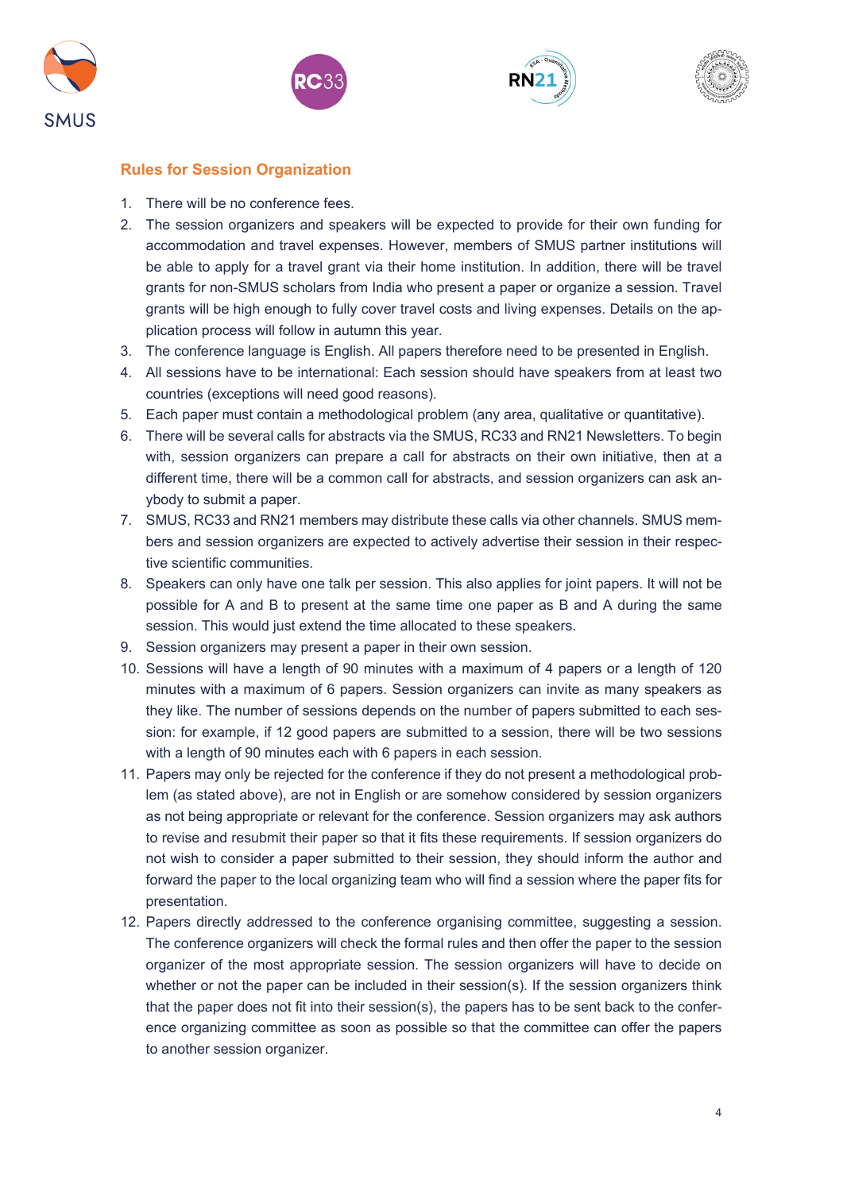## Rules for Session Organization

1. There will be no conference fees.
2. The session organizers and speakers will be expected to provide for their own funding for accommodation and travel expenses. However, members of SMUS partner institutions will be able to apply for a travel grant via their home institution. In addition, there will be travel grants for non-SMUS scholars from India who present a paper or organize a session. Travel grants will be high enough to fully cover travel costs and living expenses. Details on the application process will follow in autumn this year.
3. The conference language is English. All papers therefore need to be presented in English.
4. All sessions have to be international: Each session should have speakers from at least two countries (exceptions will need good reasons).
5. Each paper must contain a methodological problem (any area, qualitative or quantitative).
6. There will be several calls for abstracts via the SMUS, RC33 and RN21 Newsletters. To begin with, session organizers can prepare a call for abstracts on their own initiative, then at a different time, there will be a common call for abstracts, and session organizers can ask anybody to submit a paper.
7. SMUS, RC33 and RN21 members may distribute these calls via other channels. SMUS members and session organizers are expected to actively advertise their session in their respective scientific communities.
8. Speakers can only have one talk per session. This also applies for joint papers. It will not be possible for A and B to present at the same time one paper as B and A during the same session. This would just extend the time allocated to these speakers.
9. Session organizers may present a paper in their own session.
10. Sessions will have a length of 90 minutes with a maximum of 4 papers or a length of 120 minutes with a maximum of 6 papers. Session organizers can invite as many speakers as they like. The number of sessions depends on the number of papers submitted to each session: for example, if 12 good papers are submitted to a session, there will be two sessions with a length of 90 minutes each with 6 papers in each session.
11. Papers may only be rejected for the conference if they do not present a methodological problem (as stated above), are not in English or are somehow considered by session organizers as not being appropriate or relevant for the conference. Session organizers may ask authors to revise and resubmit their paper so that it fits these requirements. If session organizers do not wish to consider a paper submitted to their session, they should inform the author and forward the paper to the local organizing team who will find a session where the paper fits for presentation.
12. Papers directly addressed to the conference organising committee, suggesting a session. The conference organizers will check the formal rules and then offer the paper to the session organizer of the most appropriate session. The session organizers will have to decide on whether or not the paper can be included in their session(s). If the session organizers think that the paper does not fit into their session(s), the papers has to be sent back to the conference organizing committee as soon as possible so that the committee can offer the papers to another session organizer.